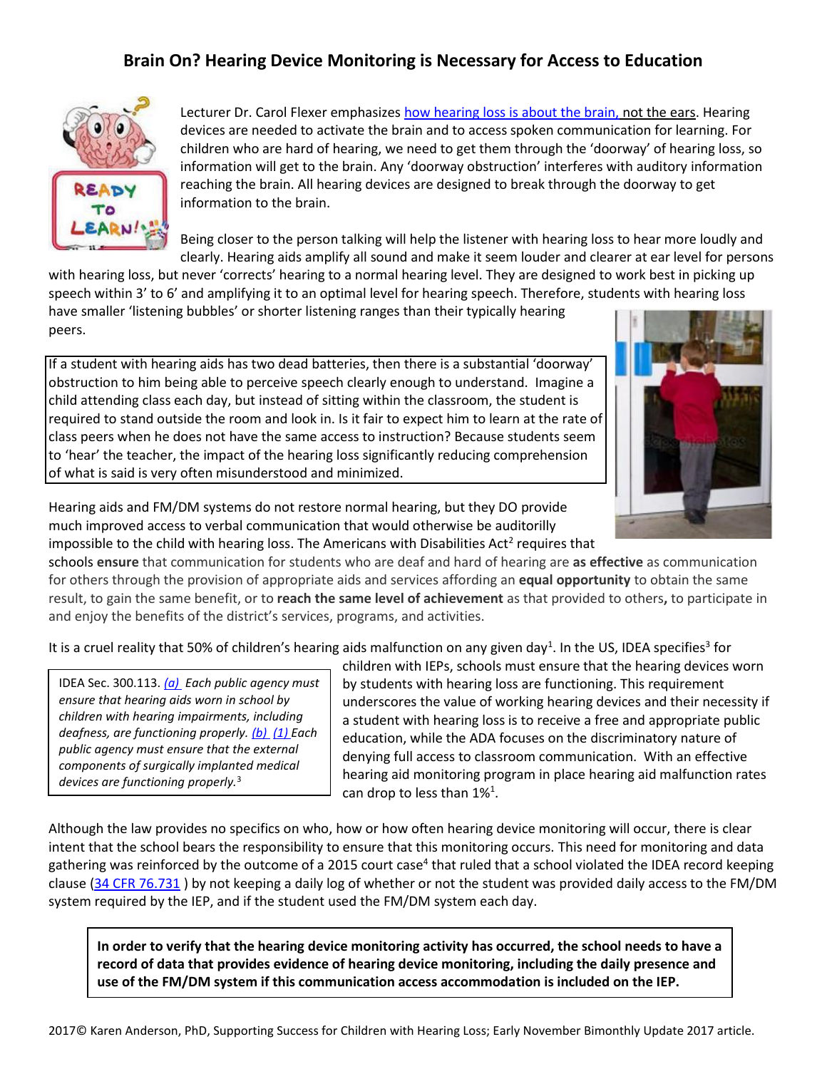# Brain On? Hearing Device Monitoring is Necessary for Access to Education

Lecturer Dr. Carol Flexer emphasizes how hearing loss is about the brain, not the ears. Hearing devices are needed to activate the brain and to access spoken communication for learning. For children who are hard of hearing, we need to get them through the 'doorway' of hearing loss, so information will get to the brain. Any 'doorway obstruction' interferes with auditory information reaching the brain. All hearing devices are designed to break through the doorway to get information to the brain.

Being closer to the person talking will help the listener with hearing loss to hear more loudly and clearly. Hearing aids amplify all sound and make it seem louder and clearer at ear level for persons with hearing loss, but never 'corrects' hearing to a normal hearing level. They are designed to work best in picking up speech within 3' to 6' and amplifying it to an optimal level for hearing speech. Therefore, students with hearing loss have smaller 'listening bubbles' or shorter listening ranges than their typically hearing peers.

> If a student with hearing aids has two dead batteries, then there is a substantial 'doorway' obstruction to him being able to perceive speech clearly enough to understand. Imagine a child attending class each day, but instead of sitting within the classroom, the student is required to stand outside the room and look in. Is it fair to expect him to learn at the rate of class peers when he does not have the same access to instruction? Because students seem to 'hear' the teacher, the impact of the hearing loss significantly reducing comprehension of what is said is very often misunderstood and minimized.

Hearing aids and FM/DM systems do not restore normal hearing, but they DO provide much improved access to verbal communication that would otherwise be auditorily impossible to the child with hearing loss. The Americans with Disabilities Act[2] requires that schools **ensure** that communication for students who are deaf and hard of hearing are **as effective** as communication for others through the provision of appropriate aids and services affording an **equal opportunity** to obtain the same result, to gain the same benefit, or to **reach the same level of achievement** as that provided to others**,** to participate in and enjoy the benefits of the district's services, programs, and activities.

It is a cruel reality that 50% of children's hearing aids malfunction on any given day[1]. In the US, IDEA specifies[3] for children with IEPs, schools must ensure that the hearing devices worn by students with hearing loss are functioning. This requirement underscores the value of working hearing devices and their necessity if a student with hearing loss is to receive a free and appropriate public education, while the ADA focuses on the discriminatory nature of denying full access to classroom communication. With an effective hearing aid monitoring program in place hearing aid malfunction rates can drop to less than 1%[1].

> IDEA Sec. 300.113. *(a) Each public agency must ensure that hearing aids worn in school by children with hearing impairments, including deafness, are functioning properly. (b) (1) Each public agency must ensure that the external components of surgically implanted medical devices are functioning properly.*[3]

Although the law provides no specifics on who, how or how often hearing device monitoring will occur, there is clear intent that the school bears the responsibility to ensure that this monitoring occurs. This need for monitoring and data gathering was reinforced by the outcome of a 2015 court case[4] that ruled that a school violated the IDEA record keeping clause (34 CFR 76.731 ) by not keeping a daily log of whether or not the student was provided daily access to the FM/DM system required by the IEP, and if the student used the FM/DM system each day.

> **In order to verify that the hearing device monitoring activity has occurred, the school needs to have a record of data that provides evidence of hearing device monitoring, including the daily presence and use of the FM/DM system if this communication access accommodation is included on the IEP.**

2017© Karen Anderson, PhD, Supporting Success for Children with Hearing Loss; Early November Bimonthly Update 2017 article.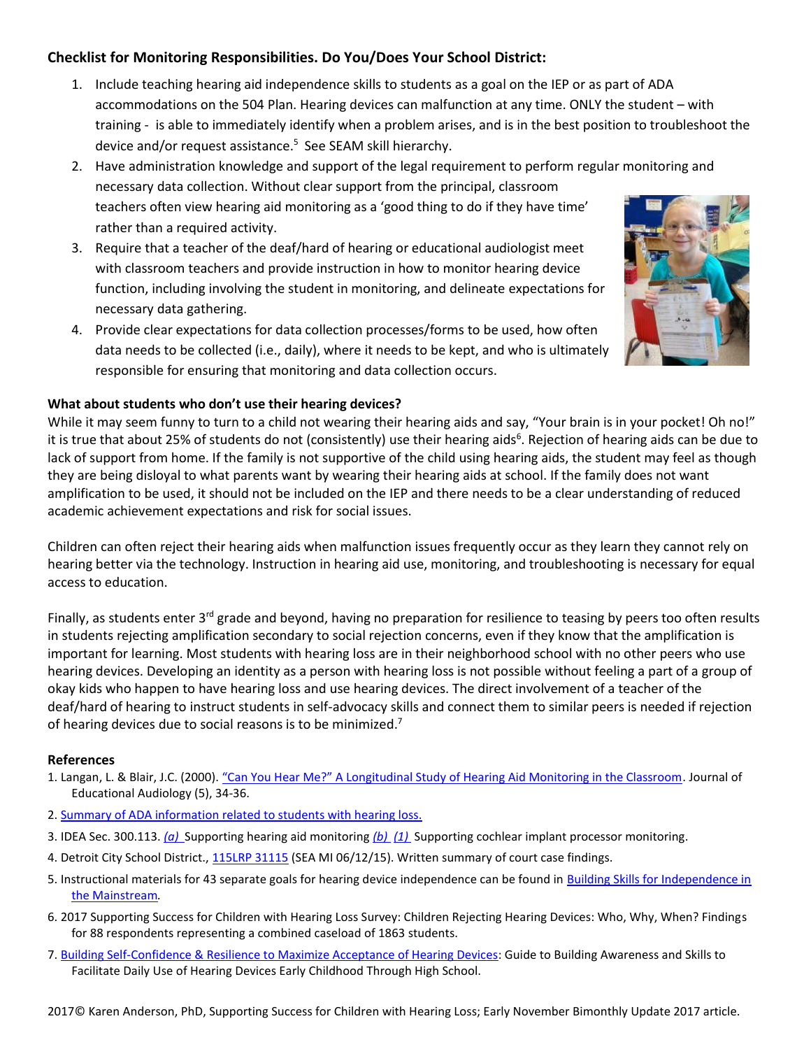**Checklist for Monitoring Responsibilities. Do You/Does Your School District:**

1. Include teaching hearing aid independence skills to students as a goal on the IEP or as part of ADA accommodations on the 504 Plan. Hearing devices can malfunction at any time. ONLY the student – with training - is able to immediately identify when a problem arises, and is in the best position to troubleshoot the device and/or request assistance.[5] See SEAM skill hierarchy.
2. Have administration knowledge and support of the legal requirement to perform regular monitoring and necessary data collection. Without clear support from the principal, classroom teachers often view hearing aid monitoring as a 'good thing to do if they have time' rather than a required activity.
3. Require that a teacher of the deaf/hard of hearing or educational audiologist meet with classroom teachers and provide instruction in how to monitor hearing device function, including involving the student in monitoring, and delineate expectations for necessary data gathering.
4. Provide clear expectations for data collection processes/forms to be used, how often data needs to be collected (i.e., daily), where it needs to be kept, and who is ultimately responsible for ensuring that monitoring and data collection occurs.

**What about students who don't use their hearing devices?**

While it may seem funny to turn to a child not wearing their hearing aids and say, "Your brain is in your pocket! Oh no!" it is true that about 25% of students do not (consistently) use their hearing aids[6]. Rejection of hearing aids can be due to lack of support from home. If the family is not supportive of the child using hearing aids, the student may feel as though they are being disloyal to what parents want by wearing their hearing aids at school. If the family does not want amplification to be used, it should not be included on the IEP and there needs to be a clear understanding of reduced academic achievement expectations and risk for social issues.

Children can often reject their hearing aids when malfunction issues frequently occur as they learn they cannot rely on hearing better via the technology. Instruction in hearing aid use, monitoring, and troubleshooting is necessary for equal access to education.

Finally, as students enter 3rd grade and beyond, having no preparation for resilience to teasing by peers too often results in students rejecting amplification secondary to social rejection concerns, even if they know that the amplification is important for learning. Most students with hearing loss are in their neighborhood school with no other peers who use hearing devices. Developing an identity as a person with hearing loss is not possible without feeling a part of a group of okay kids who happen to have hearing loss and use hearing devices. The direct involvement of a teacher of the deaf/hard of hearing to instruct students in self-advocacy skills and connect them to similar peers is needed if rejection of hearing devices due to social reasons is to be minimized.[7]

**References**

1. Langan, L. & Blair, J.C. (2000). "Can You Hear Me?" A Longitudinal Study of Hearing Aid Monitoring in the Classroom. Journal of Educational Audiology (5), 34-36.
2. Summary of ADA information related to students with hearing loss.
3. IDEA Sec. 300.113. *(a)* Supporting hearing aid monitoring *(b)* *(1)* Supporting cochlear implant processor monitoring.
4. Detroit City School District., 115LRP 31115 (SEA MI 06/12/15). Written summary of court case findings.
5. Instructional materials for 43 separate goals for hearing device independence can be found in Building Skills for Independence in the Mainstream.
6. 2017 Supporting Success for Children with Hearing Loss Survey: Children Rejecting Hearing Devices: Who, Why, When? Findings for 88 respondents representing a combined caseload of 1863 students.
7. Building Self-Confidence & Resilience to Maximize Acceptance of Hearing Devices: Guide to Building Awareness and Skills to Facilitate Daily Use of Hearing Devices Early Childhood Through High School.

2017© Karen Anderson, PhD, Supporting Success for Children with Hearing Loss; Early November Bimonthly Update 2017 article.